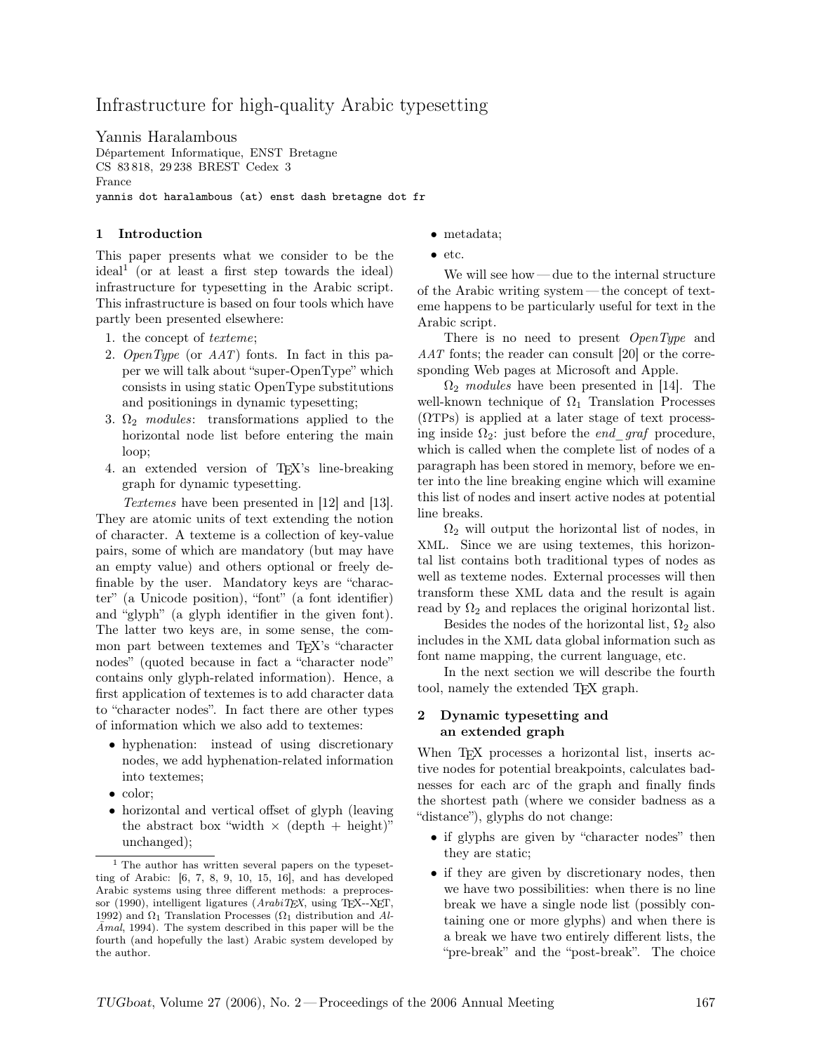# Infrastructure for high-quality Arabic typesetting

Yannis Haralambous
Département Informatique, ENST Bretagne
CS 83 818, 29 238 BREST Cedex 3
France
yannis dot haralambous (at) enst dash bretagne dot fr

## 1 Introduction

This paper presents what we consider to be the ideal[1] (or at least a first step towards the ideal) infrastructure for typesetting in the Arabic script. This infrastructure is based on four tools which have partly been presented elsewhere:

1. the concept of *texteme*;
2. *OpenType* (or *AAT*) fonts. In fact in this paper we will talk about "super-OpenType" which consists in using static OpenType substitutions and positionings in dynamic typesetting;
3. $\Omega_2$ *modules*: transformations applied to the horizontal node list before entering the main loop;
4. an extended version of TeX's line-breaking graph for dynamic typesetting.

*Textemes* have been presented in [12] and [13]. They are atomic units of text extending the notion of character. A texteme is a collection of key-value pairs, some of which are mandatory (but may have an empty value) and others optional or freely definable by the user. Mandatory keys are "character" (a Unicode position), "font" (a font identifier) and "glyph" (a glyph identifier in the given font). The latter two keys are, in some sense, the common part between textemes and TeX's "character nodes" (quoted because in fact a "character node" contains only glyph-related information). Hence, a first application of textemes is to add character data to "character nodes". In fact there are other types of information which we also add to textemes:

- hyphenation: instead of using discretionary nodes, we add hyphenation-related information into textemes;
- color;
- horizontal and vertical offset of glyph (leaving the abstract box "width × (depth + height)" unchanged);
- metadata;
- etc.

We will see how — due to the internal structure of the Arabic writing system — the concept of texteme happens to be particularly useful for text in the Arabic script.

There is no need to present *OpenType* and *AAT* fonts; the reader can consult [20] or the corresponding Web pages at Microsoft and Apple.

$\Omega_2$ *modules* have been presented in [14]. The well-known technique of $\Omega_1$ Translation Processes ($\Omega$TPs) is applied at a later stage of text processing inside $\Omega_2$: just before the *end_graf* procedure, which is called when the complete list of nodes of a paragraph has been stored in memory, before we enter into the line breaking engine which will examine this list of nodes and insert active nodes at potential line breaks.

$\Omega_2$ will output the horizontal list of nodes, in XML. Since we are using textemes, this horizontal list contains both traditional types of nodes as well as texteme nodes. External processes will then transform these XML data and the result is again read by $\Omega_2$ and replaces the original horizontal list.

Besides the nodes of the horizontal list, $\Omega_2$ also includes in the XML data global information such as font name mapping, the current language, etc.

In the next section we will describe the fourth tool, namely the extended TeX graph.

## 2 Dynamic typesetting and an extended graph

When TeX processes a horizontal list, inserts active nodes for potential breakpoints, calculates badnesses for each arc of the graph and finally finds the shortest path (where we consider badness as a "distance"), glyphs do not change:

- if glyphs are given by "character nodes" then they are static;
- if they are given by discretionary nodes, then we have two possibilities: when there is no line break we have a single node list (possibly containing one or more glyphs) and when there is a break we have two entirely different lists, the "pre-break" and the "post-break". The choice

[1] The author has written several papers on the typesetting of Arabic: [6, 7, 8, 9, 10, 15, 16], and has developed Arabic systems using three different methods: a preprocessor (1990), intelligent ligatures (*ArabiTeX*, using TeX--XeT, 1992) and $\Omega_1$ Translation Processes ($\Omega_1$ distribution and *Al-Āmal*, 1994). The system described in this paper will be the fourth (and hopefully the last) Arabic system developed by the author.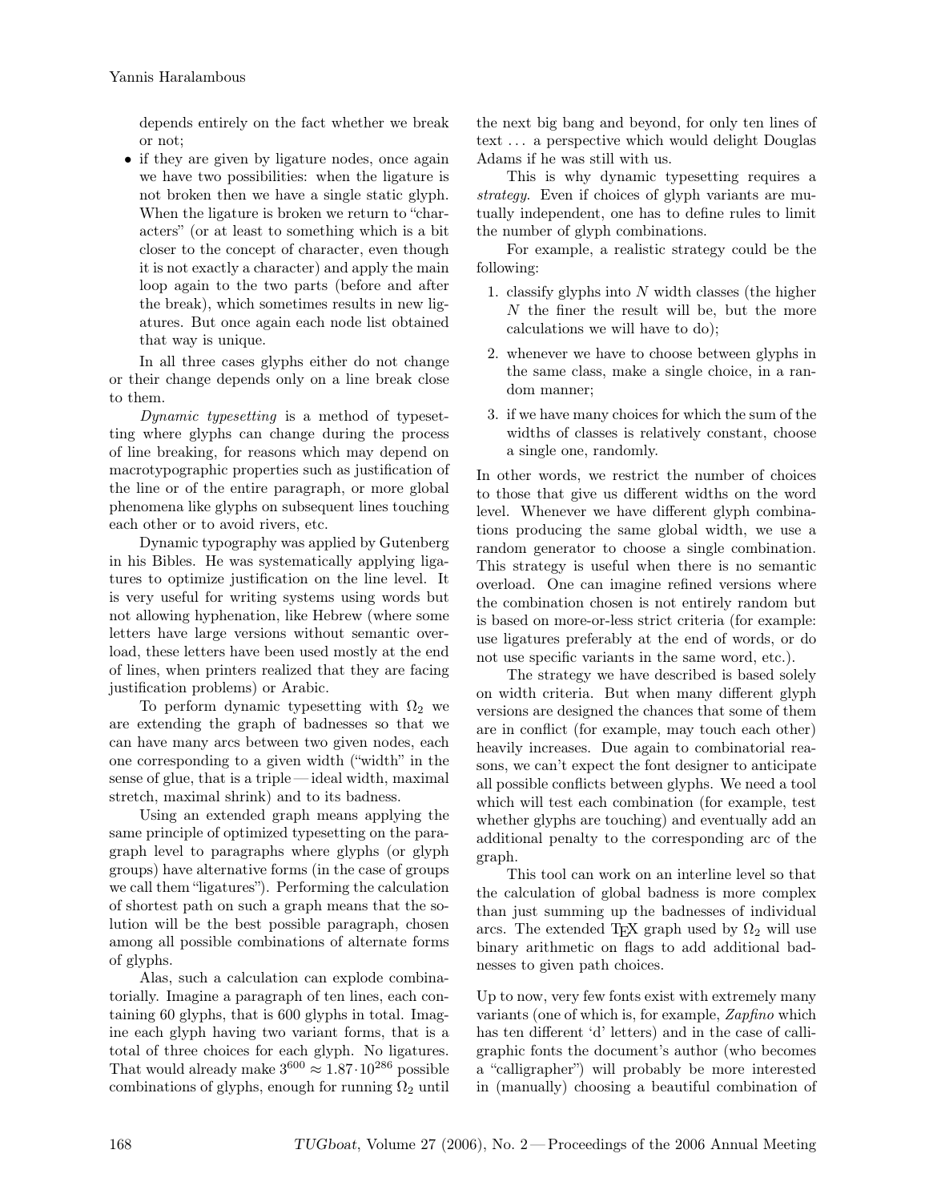depends entirely on the fact whether we break or not;

- if they are given by ligature nodes, once again we have two possibilities: when the ligature is not broken then we have a single static glyph. When the ligature is broken we return to "characters" (or at least to something which is a bit closer to the concept of character, even though it is not exactly a character) and apply the main loop again to the two parts (before and after the break), which sometimes results in new ligatures. But once again each node list obtained that way is unique.

In all three cases glyphs either do not change or their change depends only on a line break close to them.

*Dynamic typesetting* is a method of typesetting where glyphs can change during the process of line breaking, for reasons which may depend on macrotypographic properties such as justification of the line or of the entire paragraph, or more global phenomena like glyphs on subsequent lines touching each other or to avoid rivers, etc.

Dynamic typography was applied by Gutenberg in his Bibles. He was systematically applying ligatures to optimize justification on the line level. It is very useful for writing systems using words but not allowing hyphenation, like Hebrew (where some letters have large versions without semantic overload, these letters have been used mostly at the end of lines, when printers realized that they are facing justification problems) or Arabic.

To perform dynamic typesetting with $\Omega_2$ we are extending the graph of badnesses so that we can have many arcs between two given nodes, each one corresponding to a given width ("width" in the sense of glue, that is a triple — ideal width, maximal stretch, maximal shrink) and to its badness.

Using an extended graph means applying the same principle of optimized typesetting on the paragraph level to paragraphs where glyphs (or glyph groups) have alternative forms (in the case of groups we call them "ligatures"). Performing the calculation of shortest path on such a graph means that the solution will be the best possible paragraph, chosen among all possible combinations of alternate forms of glyphs.

Alas, such a calculation can explode combinatorially. Imagine a paragraph of ten lines, each containing 60 glyphs, that is 600 glyphs in total. Imagine each glyph having two variant forms, that is a total of three choices for each glyph. No ligatures. That would already make $3^{600} \approx 1.87 \cdot 10^{286}$ possible combinations of glyphs, enough for running $\Omega_2$ until the next big bang and beyond, for only ten lines of text ... a perspective which would delight Douglas Adams if he was still with us.

This is why dynamic typesetting requires a *strategy*. Even if choices of glyph variants are mutually independent, one has to define rules to limit the number of glyph combinations.

For example, a realistic strategy could be the following:

1. classify glyphs into $N$ width classes (the higher $N$ the finer the result will be, but the more calculations we will have to do);
2. whenever we have to choose between glyphs in the same class, make a single choice, in a random manner;
3. if we have many choices for which the sum of the widths of classes is relatively constant, choose a single one, randomly.

In other words, we restrict the number of choices to those that give us different widths on the word level. Whenever we have different glyph combinations producing the same global width, we use a random generator to choose a single combination. This strategy is useful when there is no semantic overload. One can imagine refined versions where the combination chosen is not entirely random but is based on more-or-less strict criteria (for example: use ligatures preferably at the end of words, or do not use specific variants in the same word, etc.).

The strategy we have described is based solely on width criteria. But when many different glyph versions are designed the chances that some of them are in conflict (for example, may touch each other) heavily increases. Due again to combinatorial reasons, we can't expect the font designer to anticipate all possible conflicts between glyphs. We need a tool which will test each combination (for example, test whether glyphs are touching) and eventually add an additional penalty to the corresponding arc of the graph.

This tool can work on an interline level so that the calculation of global badness is more complex than just summing up the badnesses of individual arcs. The extended TeX graph used by $\Omega_2$ will use binary arithmetic on flags to add additional badnesses to given path choices.

Up to now, very few fonts exist with extremely many variants (one of which is, for example, *Zapfino* which has ten different 'd' letters) and in the case of calligraphic fonts the document's author (who becomes a "calligrapher") will probably be more interested in (manually) choosing a beautiful combination of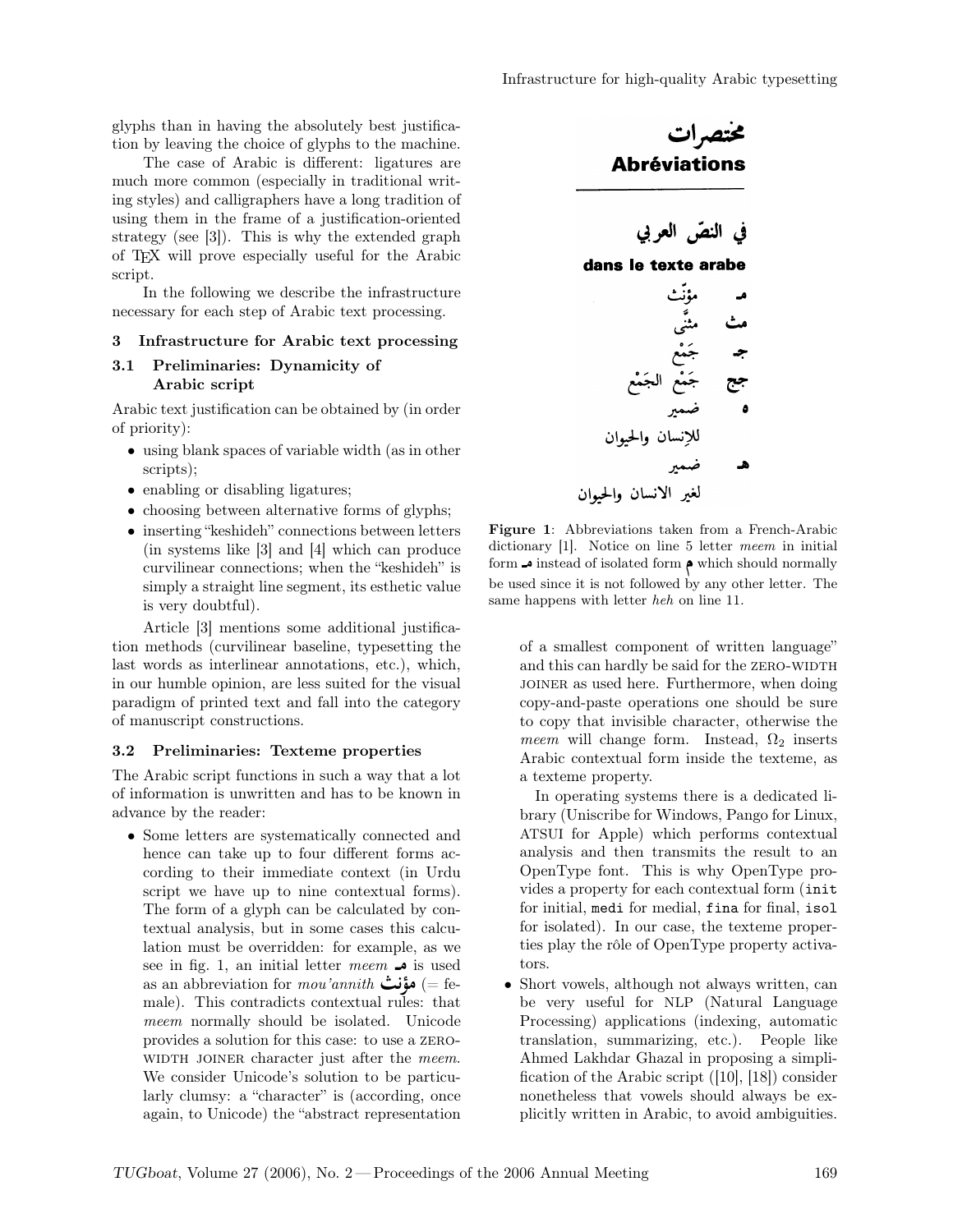glyphs than in having the absolutely best justification by leaving the choice of glyphs to the machine.

The case of Arabic is different: ligatures are much more common (especially in traditional writing styles) and calligraphers have a long tradition of using them in the frame of a justification-oriented strategy (see [3]). This is why the extended graph of TeX will prove especially useful for the Arabic script.

In the following we describe the infrastructure necessary for each step of Arabic text processing.

## 3 Infrastructure for Arabic text processing

### 3.1 Preliminaries: Dynamicity of Arabic script

Arabic text justification can be obtained by (in order of priority):

- using blank spaces of variable width (as in other scripts);
- enabling or disabling ligatures;
- choosing between alternative forms of glyphs;
- inserting "keshideh" connections between letters (in systems like [3] and [4] which can produce curvilinear connections; when the "keshideh" is simply a straight line segment, its esthetic value is very doubtful).

Article [3] mentions some additional justification methods (curvilinear baseline, typesetting the last words as interlinear annotations, etc.), which, in our humble opinion, are less suited for the visual paradigm of printed text and fall into the category of manuscript constructions.

### 3.2 Preliminaries: Texteme properties

The Arabic script functions in such a way that a lot of information is unwritten and has to be known in advance by the reader:

- Some letters are systematically connected and hence can take up to four different forms according to their immediate context (in Urdu script we have up to nine contextual forms). The form of a glyph can be calculated by contextual analysis, but in some cases this calculation must be overridden: for example, as we see in fig. 1, an initial letter *meem* مـ is used as an abbreviation for *mou'annith* **مؤنث** (= female). This contradicts contextual rules: that *meem* normally should be isolated. Unicode provides a solution for this case: to use a ZERO-WIDTH JOINER character just after the *meem*. We consider Unicode's solution to be particularly clumsy: a "character" is (according, once again, to Unicode) the "abstract representation of a smallest component of written language" and this can hardly be said for the ZERO-WIDTH JOINER as used here. Furthermore, when doing copy-and-paste operations one should be sure to copy that invisible character, otherwise the *meem* will change form. Instead, $\Omega_2$ inserts Arabic contextual form inside the texteme, as a texteme property.

  In operating systems there is a dedicated library (Uniscribe for Windows, Pango for Linux, ATSUI for Apple) which performs contextual analysis and then transmits the result to an OpenType font. This is why OpenType provides a property for each contextual form (`init` for initial, `medi` for medial, `fina` for final, `isol` for isolated). In our case, the texteme properties play the rôle of OpenType property activators.
- Short vowels, although not always written, can be very useful for NLP (Natural Language Processing) applications (indexing, automatic translation, summarizing, etc.). People like Ahmed Lakhdar Ghazal in proposing a simplification of the Arabic script ([10], [18]) consider nonetheless that vowels should always be explicitly written in Arabic, to avoid ambiguities.

مختصرات
**Abréviations**

في النصّ العربي
**dans le texte arabe**

مـ مؤنّث
مث مثنًى
ج جَمْع
جج جَمْع الجَمْع
ه ضمير للإنسان والحيوان
هـ ضمير لغير الانسان والحيوان

**Figure 1**: Abbreviations taken from a French-Arabic dictionary [1]. Notice on line 5 letter *meem* in initial form مـ instead of isolated form م which should normally be used since it is not followed by any other letter. The same happens with letter *heh* on line 11.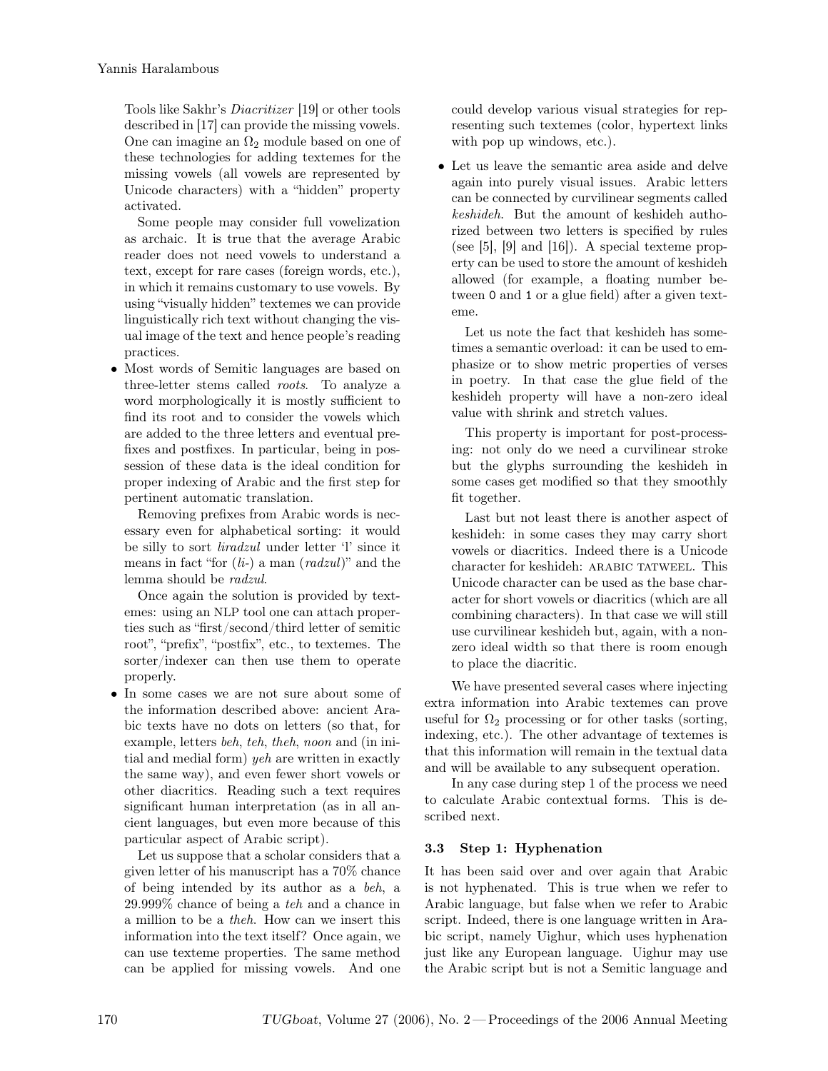Tools like Sakhr's *Diacritizer* [19] or other tools described in [17] can provide the missing vowels. One can imagine an $\Omega_2$ module based on one of these technologies for adding textemes for the missing vowels (all vowels are represented by Unicode characters) with a "hidden" property activated.

Some people may consider full vowelization as archaic. It is true that the average Arabic reader does not need vowels to understand a text, except for rare cases (foreign words, etc.), in which it remains customary to use vowels. By using "visually hidden" textemes we can provide linguistically rich text without changing the visual image of the text and hence people's reading practices.

- Most words of Semitic languages are based on three-letter stems called *roots*. To analyze a word morphologically it is mostly sufficient to find its root and to consider the vowels which are added to the three letters and eventual prefixes and postfixes. In particular, being in possession of these data is the ideal condition for proper indexing of Arabic and the first step for pertinent automatic translation.

  Removing prefixes from Arabic words is necessary even for alphabetical sorting: it would be silly to sort *liradzul* under letter 'l' since it means in fact "for (*li-*) a man (*radzul*)" and the lemma should be *radzul*.

  Once again the solution is provided by textemes: using an NLP tool one can attach properties such as "first/second/third letter of semitic root", "prefix", "postfix", etc., to textemes. The sorter/indexer can then use them to operate properly.

- In some cases we are not sure about some of the information described above: ancient Arabic texts have no dots on letters (so that, for example, letters *beh*, *teh*, *theh*, *noon* and (in initial and medial form) *yeh* are written in exactly the same way), and even fewer short vowels or other diacritics. Reading such a text requires significant human interpretation (as in all ancient languages, but even more because of this particular aspect of Arabic script).

  Let us suppose that a scholar considers that a given letter of his manuscript has a 70% chance of being intended by its author as a *beh*, a 29.999% chance of being a *teh* and a chance in a million to be a *theh*. How can we insert this information into the text itself? Once again, we can use texteme properties. The same method can be applied for missing vowels. And one could develop various visual strategies for representing such textemes (color, hypertext links with pop up windows, etc.).

- Let us leave the semantic area aside and delve again into purely visual issues. Arabic letters can be connected by curvilinear segments called *keshideh*. But the amount of keshideh authorized between two letters is specified by rules (see [5], [9] and [16]). A special texteme property can be used to store the amount of keshideh allowed (for example, a floating number between 0 and 1 or a glue field) after a given texteme.

  Let us note the fact that keshideh has sometimes a semantic overload: it can be used to emphasize or to show metric properties of verses in poetry. In that case the glue field of the keshideh property will have a non-zero ideal value with shrink and stretch values.

  This property is important for post-processing: not only do we need a curvilinear stroke but the glyphs surrounding the keshideh in some cases get modified so that they smoothly fit together.

  Last but not least there is another aspect of keshideh: in some cases they may carry short vowels or diacritics. Indeed there is a Unicode character for keshideh: ARABIC TATWEEL. This Unicode character can be used as the base character for short vowels or diacritics (which are all combining characters). In that case we will still use curvilinear keshideh but, again, with a non-zero ideal width so that there is room enough to place the diacritic.

We have presented several cases where injecting extra information into Arabic textemes can prove useful for $\Omega_2$ processing or for other tasks (sorting, indexing, etc.). The other advantage of textemes is that this information will remain in the textual data and will be available to any subsequent operation.

In any case during step 1 of the process we need to calculate Arabic contextual forms. This is described next.

### 3.3 Step 1: Hyphenation

It has been said over and over again that Arabic is not hyphenated. This is true when we refer to Arabic language, but false when we refer to Arabic script. Indeed, there is one language written in Arabic script, namely Uighur, which uses hyphenation just like any European language. Uighur may use the Arabic script but is not a Semitic language and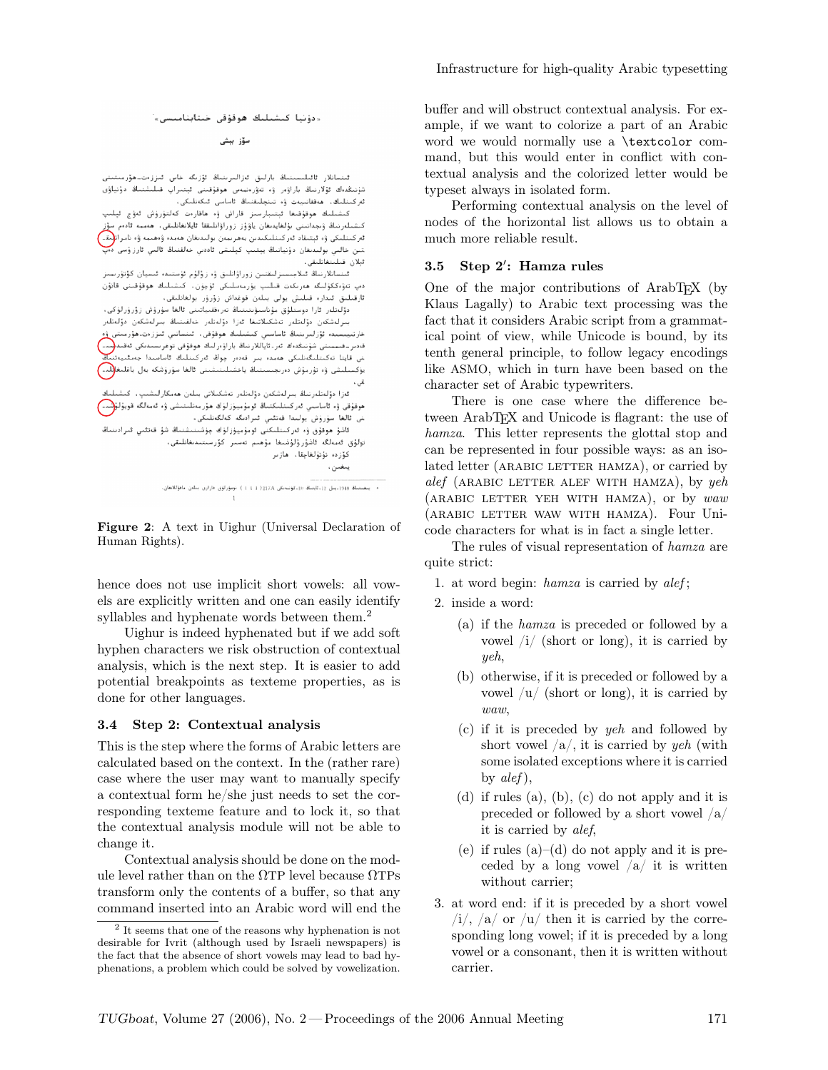Figure 2: A text in Uighur (Universal Declaration of Human Rights).

hence does not use implicit short vowels: all vowels are explicitly written and one can easily identify syllables and hyphenate words between them.[2]

Uighur is indeed hyphenated but if we add soft hyphen characters we risk obstruction of contextual analysis, which is the next step. It is easier to add potential breakpoints as texteme properties, as is done for other languages.

### 3.4 Step 2: Contextual analysis

This is the step where the forms of Arabic letters are calculated based on the context. In the (rather rare) case where the user may want to manually specify a contextual form he/she just needs to set the corresponding texteme feature and to lock it, so that the contextual analysis module will not be able to change it.

Contextual analysis should be done on the module level rather than on the ΩTP level because ΩTPs transform only the contents of a buffer, so that any command inserted into an Arabic word will end the buffer and will obstruct contextual analysis. For example, if we want to colorize a part of an Arabic word we would normally use a `\textcolor` command, but this would enter in conflict with contextual analysis and the colorized letter would be typeset always in isolated form.

Performing contextual analysis on the level of nodes of the horizontal list allows us to obtain a much more reliable result.

### 3.5 Step 2′: Hamza rules

One of the major contributions of ArabTEX (by Klaus Lagally) to Arabic text processing was the fact that it considers Arabic script from a grammatical point of view, while Unicode is bound, by its tenth general principle, to follow legacy encodings like ASMO, which in turn have been based on the character set of Arabic typewriters.

There is one case where the difference between ArabTEX and Unicode is flagrant: the use of *hamza*. This letter represents the glottal stop and can be represented in four possible ways: as an isolated letter (ARABIC LETTER HAMZA), or carried by *alef* (ARABIC LETTER ALEF WITH HAMZA), by *yeh* (ARABIC LETTER YEH WITH HAMZA), or by *waw* (ARABIC LETTER WAW WITH HAMZA). Four Unicode characters for what is in fact a single letter.

The rules of visual representation of *hamza* are quite strict:

1. at word begin: *hamza* is carried by *alef*;
2. inside a word:
   (a) if the *hamza* is preceded or followed by a vowel /i/ (short or long), it is carried by *yeh*,
   (b) otherwise, if it is preceded or followed by a vowel /u/ (short or long), it is carried by *waw*,
   (c) if it is preceded by *yeh* and followed by short vowel /a/, it is carried by *yeh* (with some isolated exceptions where it is carried by *alef*),
   (d) if rules (a), (b), (c) do not apply and it is preceded or followed by a short vowel /a/ it is carried by *alef*,
   (e) if rules (a)–(d) do not apply and it is preceded by a long vowel /a/ it is written without carrier;
3. at word end: if it is preceded by a short vowel /i/, /a/ or /u/ then it is carried by the corresponding long vowel; if it is preceded by a long vowel or a consonant, then it is written without carrier.

[2] It seems that one of the reasons why hyphenation is not desirable for Ivrit (although used by Israeli newspapers) is the fact that the absence of short vowels may lead to bad hyphenations, a problem which could be solved by vowelization.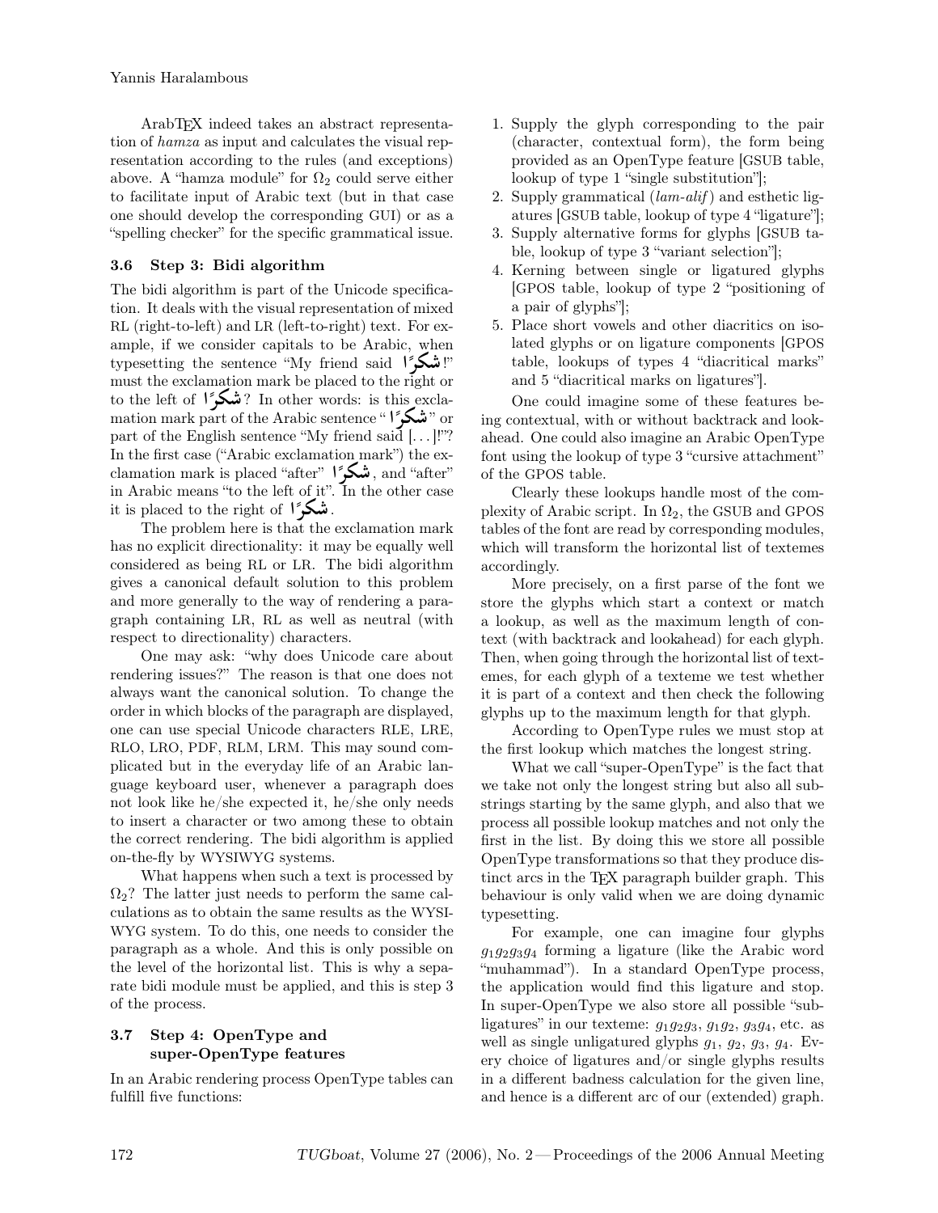ArabTEX indeed takes an abstract representation of *hamza* as input and calculates the visual representation according to the rules (and exceptions) above. A "hamza module" for $\Omega_2$ could serve either to facilitate input of Arabic text (but in that case one should develop the corresponding GUI) or as a "spelling checker" for the specific grammatical issue.

### 3.6 Step 3: Bidi algorithm

The bidi algorithm is part of the Unicode specification. It deals with the visual representation of mixed RL (right-to-left) and LR (left-to-right) text. For example, if we consider capitals to be Arabic, when typesetting the sentence "My friend said شكرًا!" must the exclamation mark be placed to the right or to the left of شكرًا? In other words: is this exclamation mark part of the Arabic sentence "شكرًا" or part of the English sentence "My friend said [...]!"? In the first case ("Arabic exclamation mark") the exclamation mark is placed "after" شكرًا, and "after" in Arabic means "to the left of it". In the other case it is placed to the right of شكرًا.

The problem here is that the exclamation mark has no explicit directionality: it may be equally well considered as being RL or LR. The bidi algorithm gives a canonical default solution to this problem and more generally to the way of rendering a paragraph containing LR, RL as well as neutral (with respect to directionality) characters.

One may ask: "why does Unicode care about rendering issues?" The reason is that one does not always want the canonical solution. To change the order in which blocks of the paragraph are displayed, one can use special Unicode characters RLE, LRE, RLO, LRO, PDF, RLM, LRM. This may sound complicated but in the everyday life of an Arabic language keyboard user, whenever a paragraph does not look like he/she expected it, he/she only needs to insert a character or two among these to obtain the correct rendering. The bidi algorithm is applied on-the-fly by WYSIWYG systems.

What happens when such a text is processed by $\Omega_2$? The latter just needs to perform the same calculations as to obtain the same results as the WYSIWYG system. To do this, one needs to consider the paragraph as a whole. And this is only possible on the level of the horizontal list. This is why a separate bidi module must be applied, and this is step 3 of the process.

### 3.7 Step 4: OpenType and super-OpenType features

In an Arabic rendering process OpenType tables can fulfill five functions:

1. Supply the glyph corresponding to the pair (character, contextual form), the form being provided as an OpenType feature [GSUB table, lookup of type 1 "single substitution"];
2. Supply grammatical (*lam-alif*) and esthetic ligatures [GSUB table, lookup of type 4 "ligature"];
3. Supply alternative forms for glyphs [GSUB table, lookup of type 3 "variant selection"];
4. Kerning between single or ligatured glyphs [GPOS table, lookup of type 2 "positioning of a pair of glyphs"];
5. Place short vowels and other diacritics on isolated glyphs or on ligature components [GPOS table, lookups of types 4 "diacritical marks" and 5 "diacritical marks on ligatures"].

One could imagine some of these features being contextual, with or without backtrack and lookahead. One could also imagine an Arabic OpenType font using the lookup of type 3 "cursive attachment" of the GPOS table.

Clearly these lookups handle most of the complexity of Arabic script. In $\Omega_2$, the GSUB and GPOS tables of the font are read by corresponding modules, which will transform the horizontal list of textemes accordingly.

More precisely, on a first parse of the font we store the glyphs which start a context or match a lookup, as well as the maximum length of context (with backtrack and lookahead) for each glyph. Then, when going through the horizontal list of textemes, for each glyph of a texteme we test whether it is part of a context and then check the following glyphs up to the maximum length for that glyph.

According to OpenType rules we must stop at the first lookup which matches the longest string.

What we call "super-OpenType" is the fact that we take not only the longest string but also all substrings starting by the same glyph, and also that we process all possible lookup matches and not only the first in the list. By doing this we store all possible OpenType transformations so that they produce distinct arcs in the TEX paragraph builder graph. This behaviour is only valid when we are doing dynamic typesetting.

For example, one can imagine four glyphs $g_1g_2g_3g_4$ forming a ligature (like the Arabic word "muhammad"). In a standard OpenType process, the application would find this ligature and stop. In super-OpenType we also store all possible "subligatures" in our texteme: $g_1g_2g_3$, $g_1g_2$, $g_3g_4$, etc. as well as single unligatured glyphs $g_1$, $g_2$, $g_3$, $g_4$. Every choice of ligatures and/or single glyphs results in a different badness calculation for the given line, and hence is a different arc of our (extended) graph.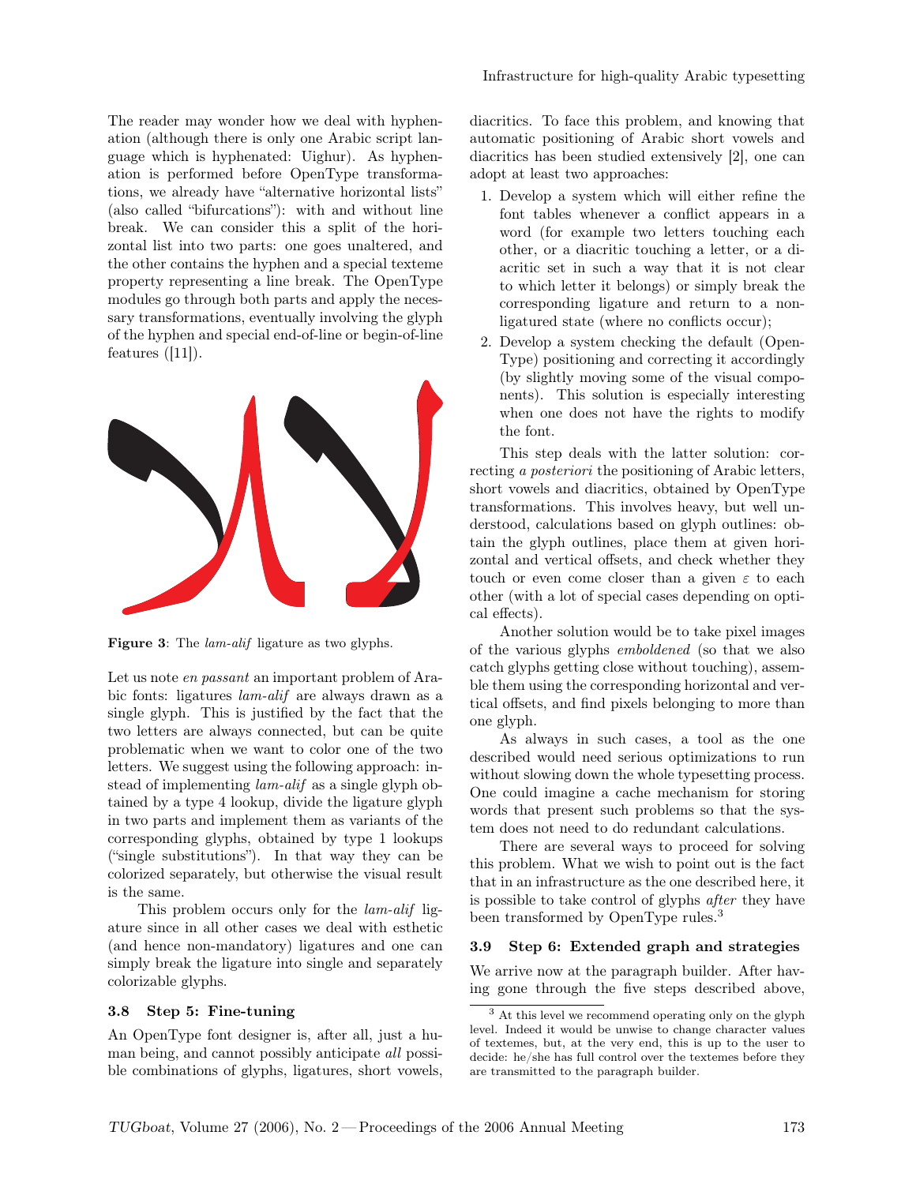The reader may wonder how we deal with hyphenation (although there is only one Arabic script language which is hyphenated: Uighur). As hyphenation is performed before OpenType transformations, we already have "alternative horizontal lists" (also called "bifurcations"): with and without line break. We can consider this a split of the horizontal list into two parts: one goes unaltered, and the other contains the hyphen and a special texteme property representing a line break. The OpenType modules go through both parts and apply the necessary transformations, eventually involving the glyph of the hyphen and special end-of-line or begin-of-line features ([11]).

**Figure 3**: The *lam-alif* ligature as two glyphs.

Let us note *en passant* an important problem of Arabic fonts: ligatures *lam-alif* are always drawn as a single glyph. This is justified by the fact that the two letters are always connected, but can be quite problematic when we want to color one of the two letters. We suggest using the following approach: instead of implementing *lam-alif* as a single glyph obtained by a type 4 lookup, divide the ligature glyph in two parts and implement them as variants of the corresponding glyphs, obtained by type 1 lookups ("single substitutions"). In that way they can be colorized separately, but otherwise the visual result is the same.

This problem occurs only for the *lam-alif* ligature since in all other cases we deal with esthetic (and hence non-mandatory) ligatures and one can simply break the ligature into single and separately colorizable glyphs.

### 3.8 Step 5: Fine-tuning

An OpenType font designer is, after all, just a human being, and cannot possibly anticipate *all* possible combinations of glyphs, ligatures, short vowels, diacritics. To face this problem, and knowing that automatic positioning of Arabic short vowels and diacritics has been studied extensively [2], one can adopt at least two approaches:

1. Develop a system which will either refine the font tables whenever a conflict appears in a word (for example two letters touching each other, or a diacritic touching a letter, or a diacritic set in such a way that it is not clear to which letter it belongs) or simply break the corresponding ligature and return to a non-ligatured state (where no conflicts occur);
2. Develop a system checking the default (OpenType) positioning and correcting it accordingly (by slightly moving some of the visual components). This solution is especially interesting when one does not have the rights to modify the font.

This step deals with the latter solution: correcting *a posteriori* the positioning of Arabic letters, short vowels and diacritics, obtained by OpenType transformations. This involves heavy, but well understood, calculations based on glyph outlines: obtain the glyph outlines, place them at given horizontal and vertical offsets, and check whether they touch or even come closer than a given $\varepsilon$ to each other (with a lot of special cases depending on optical effects).

Another solution would be to take pixel images of the various glyphs *emboldened* (so that we also catch glyphs getting close without touching), assemble them using the corresponding horizontal and vertical offsets, and find pixels belonging to more than one glyph.

As always in such cases, a tool as the one described would need serious optimizations to run without slowing down the whole typesetting process. One could imagine a cache mechanism for storing words that present such problems so that the system does not need to do redundant calculations.

There are several ways to proceed for solving this problem. What we wish to point out is the fact that in an infrastructure as the one described here, it is possible to take control of glyphs *after* they have been transformed by OpenType rules.[3]

### 3.9 Step 6: Extended graph and strategies

We arrive now at the paragraph builder. After having gone through the five steps described above,

[3] At this level we recommend operating only on the glyph level. Indeed it would be unwise to change character values of textemes, but, at the very end, this is up to the user to decide: he/she has full control over the textemes before they are transmitted to the paragraph builder.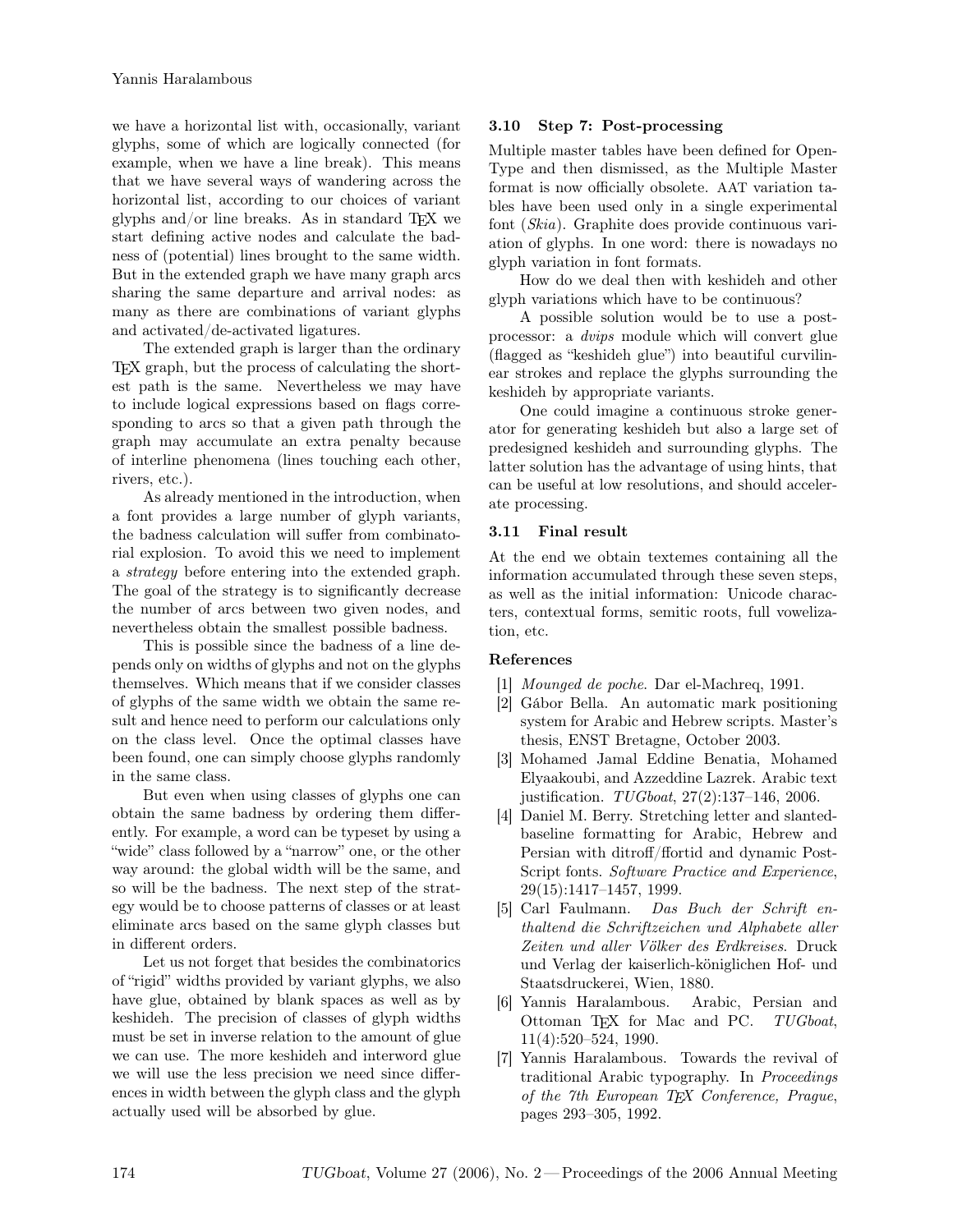we have a horizontal list with, occasionally, variant glyphs, some of which are logically connected (for example, when we have a line break). This means that we have several ways of wandering across the horizontal list, according to our choices of variant glyphs and/or line breaks. As in standard TEX we start defining active nodes and calculate the badness of (potential) lines brought to the same width. But in the extended graph we have many graph arcs sharing the same departure and arrival nodes: as many as there are combinations of variant glyphs and activated/de-activated ligatures.

The extended graph is larger than the ordinary TEX graph, but the process of calculating the shortest path is the same. Nevertheless we may have to include logical expressions based on flags corresponding to arcs so that a given path through the graph may accumulate an extra penalty because of interline phenomena (lines touching each other, rivers, etc.).

As already mentioned in the introduction, when a font provides a large number of glyph variants, the badness calculation will suffer from combinatorial explosion. To avoid this we need to implement a *strategy* before entering into the extended graph. The goal of the strategy is to significantly decrease the number of arcs between two given nodes, and nevertheless obtain the smallest possible badness.

This is possible since the badness of a line depends only on widths of glyphs and not on the glyphs themselves. Which means that if we consider classes of glyphs of the same width we obtain the same result and hence need to perform our calculations only on the class level. Once the optimal classes have been found, one can simply choose glyphs randomly in the same class.

But even when using classes of glyphs one can obtain the same badness by ordering them differently. For example, a word can be typeset by using a "wide" class followed by a "narrow" one, or the other way around: the global width will be the same, and so will be the badness. The next step of the strategy would be to choose patterns of classes or at least eliminate arcs based on the same glyph classes but in different orders.

Let us not forget that besides the combinatorics of "rigid" widths provided by variant glyphs, we also have glue, obtained by blank spaces as well as by keshideh. The precision of classes of glyph widths must be set in inverse relation to the amount of glue we can use. The more keshideh and interword glue we will use the less precision we need since differences in width between the glyph class and the glyph actually used will be absorbed by glue.

### 3.10 Step 7: Post-processing

Multiple master tables have been defined for OpenType and then dismissed, as the Multiple Master format is now officially obsolete. AAT variation tables have been used only in a single experimental font (*Skia*). Graphite does provide continuous variation of glyphs. In one word: there is nowadays no glyph variation in font formats.

How do we deal then with keshideh and other glyph variations which have to be continuous?

A possible solution would be to use a post-processor: a *dvips* module which will convert glue (flagged as "keshideh glue") into beautiful curvilinear strokes and replace the glyphs surrounding the keshideh by appropriate variants.

One could imagine a continuous stroke generator for generating keshideh but also a large set of predesigned keshideh and surrounding glyphs. The latter solution has the advantage of using hints, that can be useful at low resolutions, and should accelerate processing.

### 3.11 Final result

At the end we obtain textemes containing all the information accumulated through these seven steps, as well as the initial information: Unicode characters, contextual forms, semitic roots, full vowelization, etc.

### References

[1] *Mounged de poche*. Dar el-Machreq, 1991.

[2] Gábor Bella. An automatic mark positioning system for Arabic and Hebrew scripts. Master's thesis, ENST Bretagne, October 2003.

[3] Mohamed Jamal Eddine Benatia, Mohamed Elyaakoubi, and Azzeddine Lazrek. Arabic text justification. *TUGboat*, 27(2):137–146, 2006.

[4] Daniel M. Berry. Stretching letter and slanted-baseline formatting for Arabic, Hebrew and Persian with ditroff/ffortid and dynamic PostScript fonts. *Software Practice and Experience*, 29(15):1417–1457, 1999.

[5] Carl Faulmann. *Das Buch der Schrift enthaltend die Schriftzeichen und Alphabete aller Zeiten und aller Völker des Erdkreises*. Druck und Verlag der kaiserlich-königlichen Hof- und Staatsdruckerei, Wien, 1880.

[6] Yannis Haralambous. Arabic, Persian and Ottoman TEX for Mac and PC. *TUGboat*, 11(4):520–524, 1990.

[7] Yannis Haralambous. Towards the revival of traditional Arabic typography. In *Proceedings of the 7th European TEX Conference, Prague*, pages 293–305, 1992.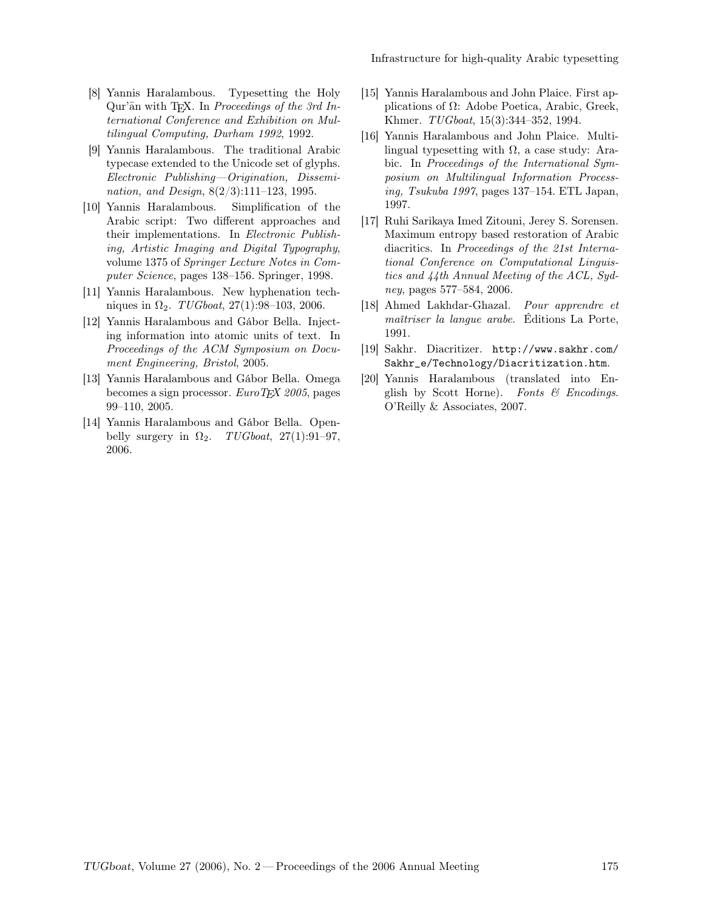[8] Yannis Haralambous. Typesetting the Holy Qur'ān with TeX. In *Proceedings of the 3rd International Conference and Exhibition on Multilingual Computing, Durham 1992*, 1992.

[9] Yannis Haralambous. The traditional Arabic typecase extended to the Unicode set of glyphs. *Electronic Publishing—Origination, Dissemination, and Design*, 8(2/3):111–123, 1995.

[10] Yannis Haralambous. Simplification of the Arabic script: Two different approaches and their implementations. In *Electronic Publishing, Artistic Imaging and Digital Typography*, volume 1375 of *Springer Lecture Notes in Computer Science*, pages 138–156. Springer, 1998.

[11] Yannis Haralambous. New hyphenation techniques in $\Omega_2$. *TUGboat*, 27(1):98–103, 2006.

[12] Yannis Haralambous and Gábor Bella. Injecting information into atomic units of text. In *Proceedings of the ACM Symposium on Document Engineering, Bristol*, 2005.

[13] Yannis Haralambous and Gábor Bella. Omega becomes a sign processor. *EuroTeX 2005*, pages 99–110, 2005.

[14] Yannis Haralambous and Gábor Bella. Open-belly surgery in $\Omega_2$. *TUGboat*, 27(1):91–97, 2006.

[15] Yannis Haralambous and John Plaice. First applications of $\Omega$: Adobe Poetica, Arabic, Greek, Khmer. *TUGboat*, 15(3):344–352, 1994.

[16] Yannis Haralambous and John Plaice. Multilingual typesetting with $\Omega$, a case study: Arabic. In *Proceedings of the International Symposium on Multilingual Information Processing, Tsukuba 1997*, pages 137–154. ETL Japan, 1997.

[17] Ruhi Sarikaya Imed Zitouni, Jerey S. Sorensen. Maximum entropy based restoration of Arabic diacritics. In *Proceedings of the 21st International Conference on Computational Linguistics and 44th Annual Meeting of the ACL, Sydney*, pages 577–584, 2006.

[18] Ahmed Lakhdar-Ghazal. *Pour apprendre et maîtriser la langue arabe*. Éditions La Porte, 1991.

[19] Sakhr. Diacritizer. `http://www.sakhr.com/Sakhr_e/Technology/Diacritization.htm`.

[20] Yannis Haralambous (translated into English by Scott Horne). *Fonts & Encodings*. O'Reilly & Associates, 2007.